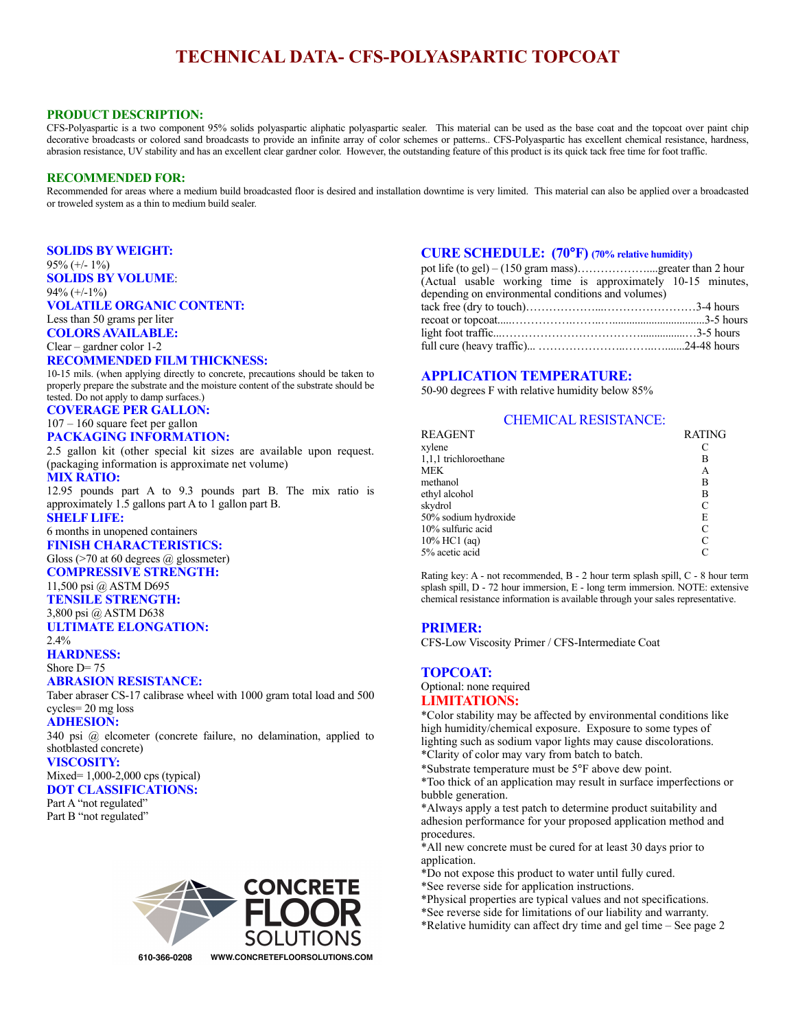# TECHNICAL DATA- CFS-POLYASPARTIC TOPCOAT

## PRODUCT DESCRIPTION:

CFS-Polyaspartic is a two component 95% solids polyaspartic aliphatic polyaspartic sealer. This material can be used as the base coat and the topcoat over paint chip decorative broadcasts or colored sand broadcasts to provide an infinite array of color schemes or patterns.. CFS-Polyaspartic has excellent chemical resistance, hardness, abrasion resistance, UV stability and has an excellent clear gardner color. However, the outstanding feature of this product is its quick tack free time for foot traffic.

## RECOMMENDED FOR:

Recommended for areas where a medium build broadcasted floor is desired and installation downtime is very limited. This material can also be applied over a broadcasted or troweled system as a thin to medium build sealer.

### SOLIDS BY WEIGHT:
95% (+/- 1%)

### SOLIDS BY VOLUME:
94% (+/-1%)

### VOLATILE ORGANIC CONTENT:
Less than 50 grams per liter

### COLORS AVAILABLE:
Clear – gardner color 1-2

### RECOMMENDED FILM THICKNESS:
10-15 mils. (when applying directly to concrete, precautions should be taken to properly prepare the substrate and the moisture content of the substrate should be tested. Do not apply to damp surfaces.)

### COVERAGE PER GALLON:
107 – 160 square feet per gallon

### PACKAGING INFORMATION:
2.5 gallon kit (other special kit sizes are available upon request. (packaging information is approximate net volume)

### MIX RATIO:
12.95 pounds part A to 9.3 pounds part B. The mix ratio is approximately 1.5 gallons part A to 1 gallon part B.

### SHELF LIFE:
6 months in unopened containers

### FINISH CHARACTERISTICS:
Gloss (>70 at 60 degrees @ glossmeter)

### COMPRESSIVE STRENGTH:
11,500 psi @ ASTM D695

### TENSILE STRENGTH:
3,800 psi @ ASTM D638

### ULTIMATE ELONGATION:
2.4%

### HARDNESS:
Shore D= 75

### ABRASION RESISTANCE:
Taber abraser CS-17 calibrase wheel with 1000 gram total load and 500 cycles= 20 mg loss

### ADHESION:
340 psi @ elcometer (concrete failure, no delamination, applied to shotblasted concrete)

### VISCOSITY:
Mixed= 1,000-2,000 cps (typical)

### DOT CLASSIFICATIONS:
Part A "not regulated"
Part B "not regulated"

### CURE SCHEDULE: (70°F) (70% relative humidity)

pot life (to gel) – (150 gram mass)……………….....greater than 2 hour
(Actual usable working time is approximately 10-15 minutes, depending on environmental conditions and volumes)
tack free (dry to touch)………………....……………………3-4 hours
recoat or topcoat.....……………….……..….................................3-5 hours
light foot traffic....…………………………………..................…3-5 hours
full cure (heavy traffic)... …………………..…..….........24-48 hours

### APPLICATION TEMPERATURE:
50-90 degrees F with relative humidity below 85%

### CHEMICAL RESISTANCE:

| REAGENT | RATING |
|---|---|
| xylene | C |
| 1,1,1 trichloroethane | B |
| MEK | A |
| methanol | B |
| ethyl alcohol | B |
| skydrol | C |
| 50% sodium hydroxide | E |
| 10% sulfuric acid | C |
| 10% HC1 (aq) | C |
| 5% acetic acid | C |

Rating key: A - not recommended, B - 2 hour term splash spill, C - 8 hour term splash spill, D - 72 hour immersion, E - long term immersion. NOTE: extensive chemical resistance information is available through your sales representative.

### PRIMER:
CFS-Low Viscosity Primer / CFS-Intermediate Coat

### TOPCOAT:
Optional: none required

### LIMITATIONS:
*Color stability may be affected by environmental conditions like high humidity/chemical exposure. Exposure to some types of lighting such as sodium vapor lights may cause discolorations.
*Clarity of color may vary from batch to batch.
*Substrate temperature must be 5°F above dew point.
*Too thick of an application may result in surface imperfections or bubble generation.
*Always apply a test patch to determine product suitability and adhesion performance for your proposed application method and procedures.
*All new concrete must be cured for at least 30 days prior to application.
*Do not expose this product to water until fully cured.
*See reverse side for application instructions.
*Physical properties are typical values and not specifications.
*See reverse side for limitations of our liability and warranty.
*Relative humidity can affect dry time and gel time – See page 2

CONCRETE FLOOR SOLUTIONS

610-366-0208 WWW.CONCRETEFLOORSOLUTIONS.COM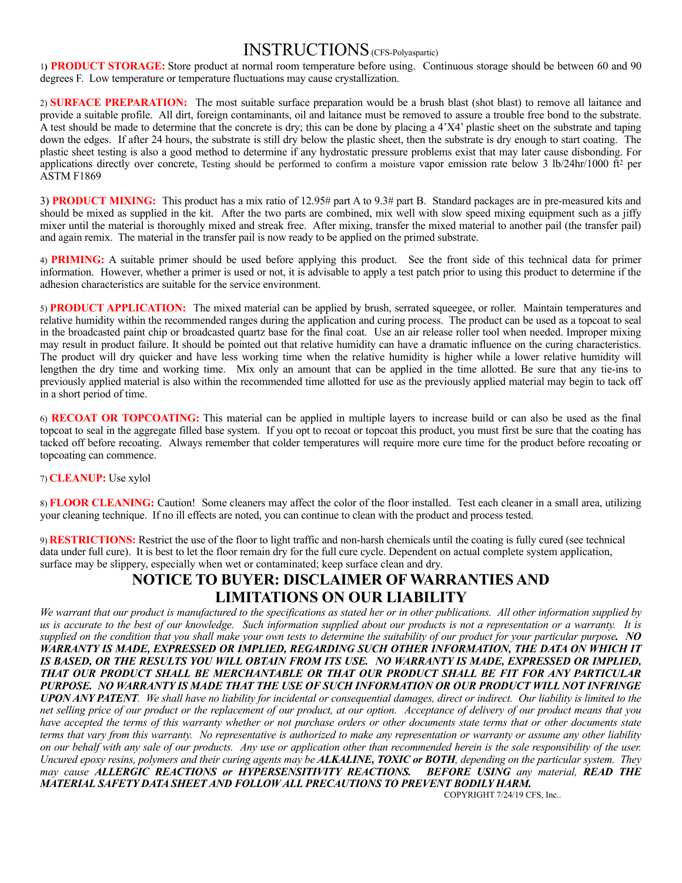# INSTRUCTIONS (CFS-Polyaspartic)

1) **PRODUCT STORAGE:** Store product at normal room temperature before using. Continuous storage should be between 60 and 90 degrees F. Low temperature or temperature fluctuations may cause crystallization.

2) **SURFACE PREPARATION:** The most suitable surface preparation would be a brush blast (shot blast) to remove all laitance and provide a suitable profile. All dirt, foreign contaminants, oil and laitance must be removed to assure a trouble free bond to the substrate. A test should be made to determine that the concrete is dry; this can be done by placing a 4'X4' plastic sheet on the substrate and taping down the edges. If after 24 hours, the substrate is still dry below the plastic sheet, then the substrate is dry enough to start coating. The plastic sheet testing is also a good method to determine if any hydrostatic pressure problems exist that may later cause disbonding. For applications directly over concrete, Testing should be performed to confirm a moisture vapor emission rate below 3 lb/24hr/1000 $ft^2$ per ASTM F1869

3) **PRODUCT MIXING:** This product has a mix ratio of 12.95# part A to 9.3# part B. Standard packages are in pre-measured kits and should be mixed as supplied in the kit. After the two parts are combined, mix well with slow speed mixing equipment such as a jiffy mixer until the material is thoroughly mixed and streak free. After mixing, transfer the mixed material to another pail (the transfer pail) and again remix. The material in the transfer pail is now ready to be applied on the primed substrate.

4) **PRIMING:** A suitable primer should be used before applying this product. See the front side of this technical data for primer information. However, whether a primer is used or not, it is advisable to apply a test patch prior to using this product to determine if the adhesion characteristics are suitable for the service environment.

5) **PRODUCT APPLICATION:** The mixed material can be applied by brush, serrated squeegee, or roller. Maintain temperatures and relative humidity within the recommended ranges during the application and curing process. The product can be used as a topcoat to seal in the broadcasted paint chip or broadcasted quartz base for the final coat. Use an air release roller tool when needed. Improper mixing may result in product failure. It should be pointed out that relative humidity can have a dramatic influence on the curing characteristics. The product will dry quicker and have less working time when the relative humidity is higher while a lower relative humidity will lengthen the dry time and working time. Mix only an amount that can be applied in the time allotted. Be sure that any tie-ins to previously applied material is also within the recommended time allotted for use as the previously applied material may begin to tack off in a short period of time.

6) **RECOAT OR TOPCOATING:** This material can be applied in multiple layers to increase build or can also be used as the final topcoat to seal in the aggregate filled base system. If you opt to recoat or topcoat this product, you must first be sure that the coating has tacked off before recoating. Always remember that colder temperatures will require more cure time for the product before recoating or topcoating can commence.

7) **CLEANUP:** Use xylol

8) **FLOOR CLEANING:** Caution! Some cleaners may affect the color of the floor installed. Test each cleaner in a small area, utilizing your cleaning technique. If no ill effects are noted, you can continue to clean with the product and process tested.

9) **RESTRICTIONS:** Restrict the use of the floor to light traffic and non-harsh chemicals until the coating is fully cured (see technical data under full cure). It is best to let the floor remain dry for the full cure cycle. Dependent on actual complete system application, surface may be slippery, especially when wet or contaminated; keep surface clean and dry.

## NOTICE TO BUYER: DISCLAIMER OF WARRANTIES AND LIMITATIONS ON OUR LIABILITY

*We warrant that our product is manufactured to the specifications as stated her or in other publications. All other information supplied by us is accurate to the best of our knowledge. Such information supplied about our products is not a representation or a warranty. It is supplied on the condition that you shall make your own tests to determine the suitability of our product for your particular purpose.* ***NO WARRANTY IS MADE, EXPRESSED OR IMPLIED, REGARDING SUCH OTHER INFORMATION, THE DATA ON WHICH IT IS BASED, OR THE RESULTS YOU WILL OBTAIN FROM ITS USE. NO WARRANTY IS MADE, EXPRESSED OR IMPLIED, THAT OUR PRODUCT SHALL BE MERCHANTABLE OR THAT OUR PRODUCT SHALL BE FIT FOR ANY PARTICULAR PURPOSE. NO WARRANTY IS MADE THAT THE USE OF SUCH INFORMATION OR OUR PRODUCT WILL NOT INFRINGE UPON ANY PATENT****. We shall have no liability for incidental or consequential damages, direct or indirect. Our liability is limited to the net selling price of our product or the replacement of our product, at our option. Acceptance of delivery of our product means that you have accepted the terms of this warranty whether or not purchase orders or other documents state terms that or other documents state terms that vary from this warranty. No representative is authorized to make any representation or warranty or assume any other liability on our behalf with any sale of our products. Any use or application other than recommended herein is the sole responsibility of the user. Uncured epoxy resins, polymers and their curing agents may be* ***ALKALINE, TOXIC or BOTH****, depending on the particular system. They may cause* ***ALLERGIC REACTIONS or HYPERSENSITIVITY REACTIONS.*** ***BEFORE USING*** *any material,* ***READ THE MATERIAL SAFETY DATA SHEET AND FOLLOW ALL PRECAUTIONS TO PREVENT BODILY HARM.***

COPYRIGHT 7/24/19 CFS, Inc..